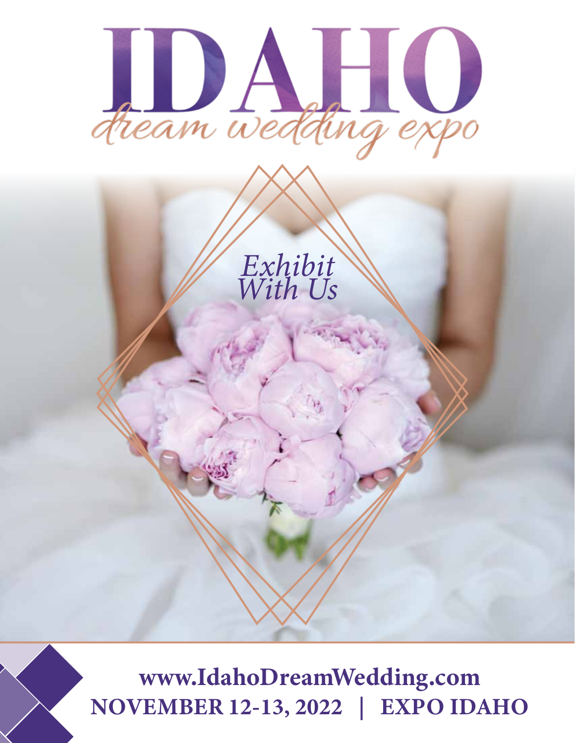# IDAHO

## dream wedding expo

*Exhibit With Us*

**www.IdahoDreamWedding.com**

**NOVEMBER 12-13, 2022 | EXPO IDAHO**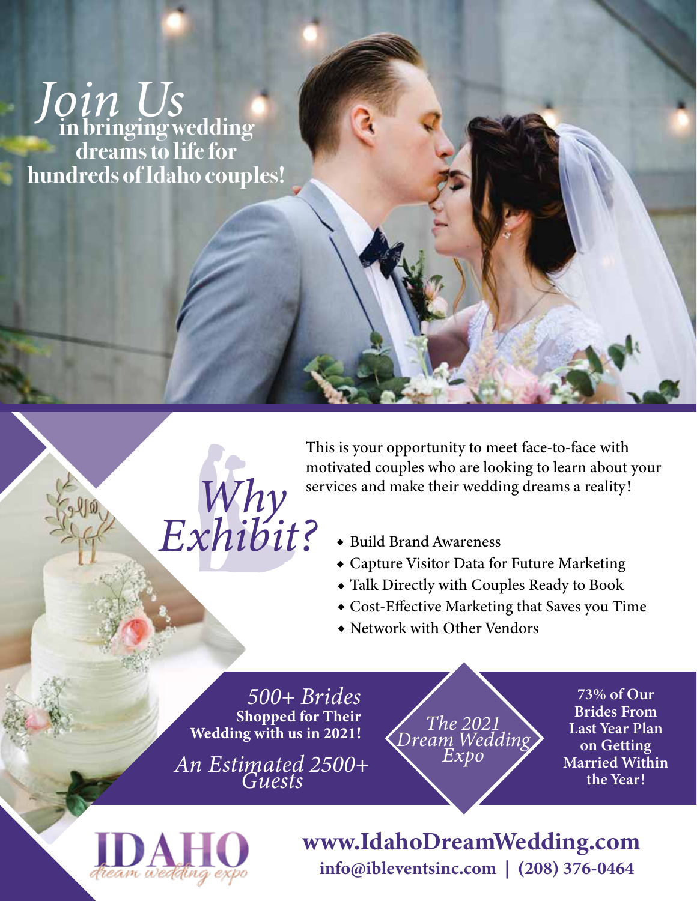# *Join Us* in bringing wedding dreams to life for hundreds of Idaho couples!

## *Why Exhibit?*

This is your opportunity to meet face-to-face with motivated couples who are looking to learn about your services and make their wedding dreams a reality!

- Build Brand Awareness
- Capture Visitor Data for Future Marketing
- Talk Directly with Couples Ready to Book
- Cost-Effective Marketing that Saves you Time
- Network with Other Vendors

*500+ Brides* **Shopped for Their Wedding with us in 2021!**

*An Estimated 2500+ Guests*

*The 2021 Dream Wedding Expo*

**73% of Our Brides From Last Year Plan on Getting Married Within the Year!**

IDAHO *dream wedding expo*

**www.IdahoDreamWedding.com**

**info@ibleventsinc.com | (208) 376-0464**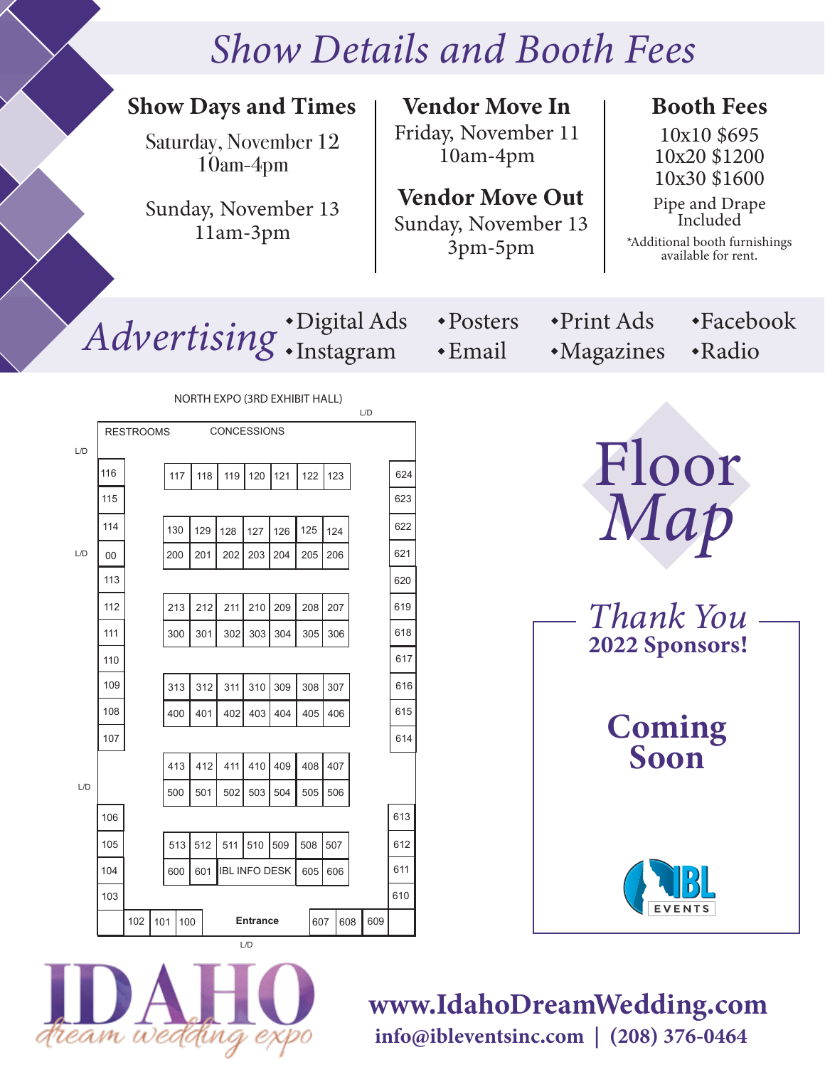# Show Details and Booth Fees

## Show Days and Times

Saturday, November 12
10am-4pm

Sunday, November 13
11am-3pm

## Vendor Move In

Friday, November 11
10am-4pm

## Vendor Move Out

Sunday, November 13
3pm-5pm

## Booth Fees

10x10 $695
10x20 $1200
10x30 $1600

Pipe and Drape Included

*Additional booth furnishings available for rent.

## Advertising

- Digital Ads
- Instagram
- Posters
- Email
- Print Ads
- Magazines
- Facebook
- Radio

NORTH EXPO (3RD EXHIBIT HALL)

L/D

RESTROOMS CONCESSIONS

L/D

116 | 117 | 118 | 119 | 120 | 121 | 122 | 123 | 624

115 | 623

114 | 130 | 129 | 128 | 127 | 126 | 125 | 124 | 622

L/D 00 | 200 | 201 | 202 | 203 | 204 | 205 | 206 | 621

113 | 620

112 | 213 | 212 | 211 | 210 | 209 | 208 | 207 | 619

111 | 300 | 301 | 302 | 303 | 304 | 305 | 306 | 618

110 | 617

109 | 313 | 312 | 311 | 310 | 309 | 308 | 307 | 616

108 | 400 | 401 | 402 | 403 | 404 | 405 | 406 | 615

107 | 614

413 | 412 | 411 | 410 | 409 | 408 | 407

L/D 500 | 501 | 502 | 503 | 504 | 505 | 506

106 | 613

105 | 513 | 512 | 511 | 510 | 509 | 508 | 507 | 612

104 | 600 | 601 | IBL INFO DESK | 605 | 606 | 611

103 | 610

102 | 101 | 100 | Entrance | 607 | 608 | 609

L/D

# Floor Map

## Thank You 2022 Sponsors!

**Coming Soon**

IBL EVENTS

IDAHO dream wedding expo

**www.IdahoDreamWedding.com**

**info@ibleventsinc.com | (208) 376-0464**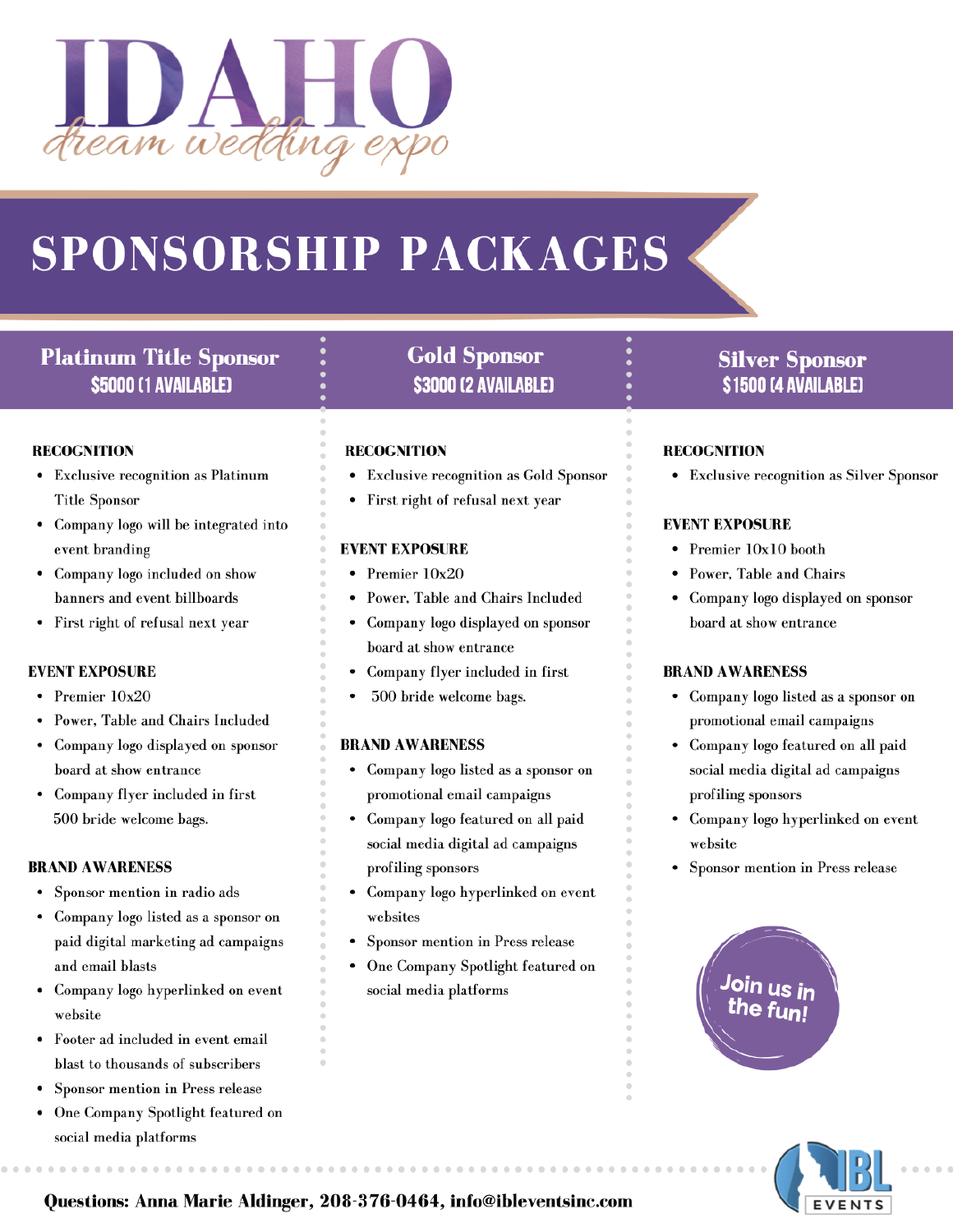# IDAHO dream wedding expo

# SPONSORSHIP PACKAGES

## Platinum Title Sponsor

**$5000 (1 AVAILABLE)**

**RECOGNITION**

- Exclusive recognition as Platinum Title Sponsor
- Company logo will be integrated into event branding
- Company logo included on show banners and event billboards
- First right of refusal next year

**EVENT EXPOSURE**

- Premier 10x20
- Power, Table and Chairs Included
- Company logo displayed on sponsor board at show entrance
- Company flyer included in first 500 bride welcome bags.

**BRAND AWARENESS**

- Sponsor mention in radio ads
- Company logo listed as a sponsor on paid digital marketing ad campaigns and email blasts
- Company logo hyperlinked on event website
- Footer ad included in event email blast to thousands of subscribers
- Sponsor mention in Press release
- One Company Spotlight featured on social media platforms

## Gold Sponsor

**$3000 (2 AVAILABLE)**

**RECOGNITION**

- Exclusive recognition as Gold Sponsor
- First right of refusal next year

**EVENT EXPOSURE**

- Premier 10x20
- Power, Table and Chairs Included
- Company logo displayed on sponsor board at show entrance
- Company flyer included in first
- 500 bride welcome bags.

**BRAND AWARENESS**

- Company logo listed as a sponsor on promotional email campaigns
- Company logo featured on all paid social media digital ad campaigns profiling sponsors
- Company logo hyperlinked on event websites
- Sponsor mention in Press release
- One Company Spotlight featured on social media platforms

## Silver Sponsor

**$1500 (4 AVAILABLE)**

**RECOGNITION**

- Exclusive recognition as Silver Sponsor

**EVENT EXPOSURE**

- Premier 10x10 booth
- Power, Table and Chairs
- Company logo displayed on sponsor board at show entrance

**BRAND AWARENESS**

- Company logo listed as a sponsor on promotional email campaigns
- Company logo featured on all paid social media digital ad campaigns profiling sponsors
- Company logo hyperlinked on event website
- Sponsor mention in Press release

Join us in the fun!

**Questions: Anna Marie Aldinger, 208-376-0464, info@ibleventsinc.com**

IBL EVENTS